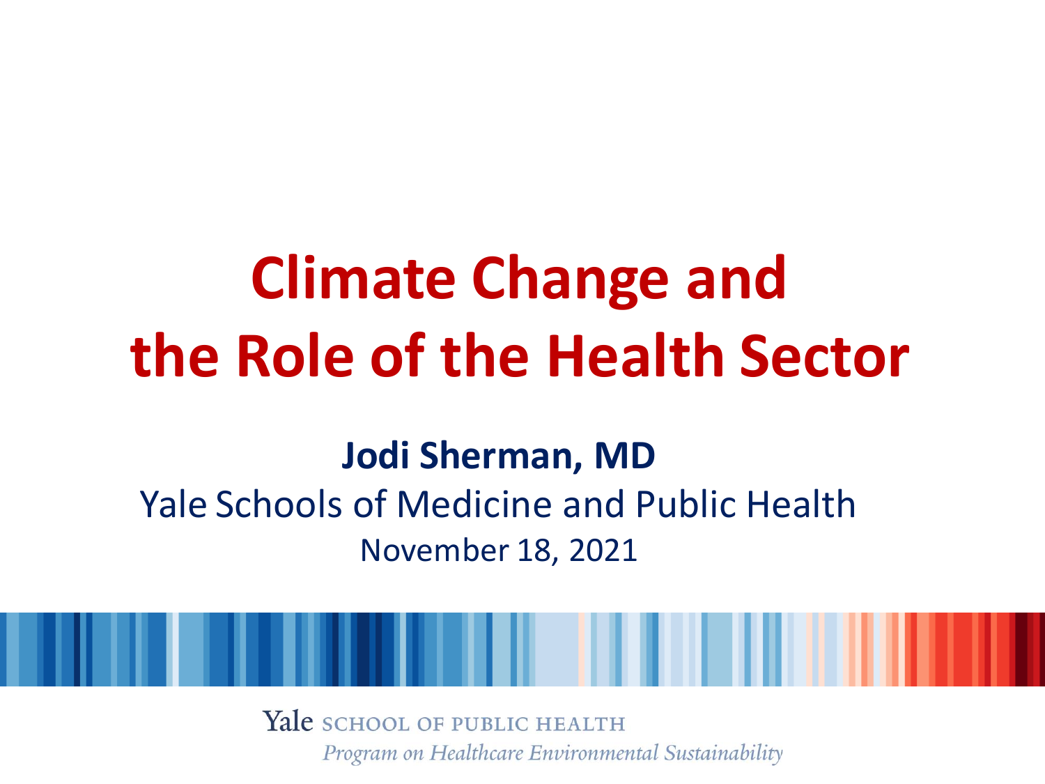# Climate Change and the Role of the Health Sector

**Jodi Sherman, MD**

Yale Schools of Medicine and Public Health

November 18, 2021

Yale SCHOOL OF PUBLIC HEALTH

*Program on Healthcare Environmental Sustainability*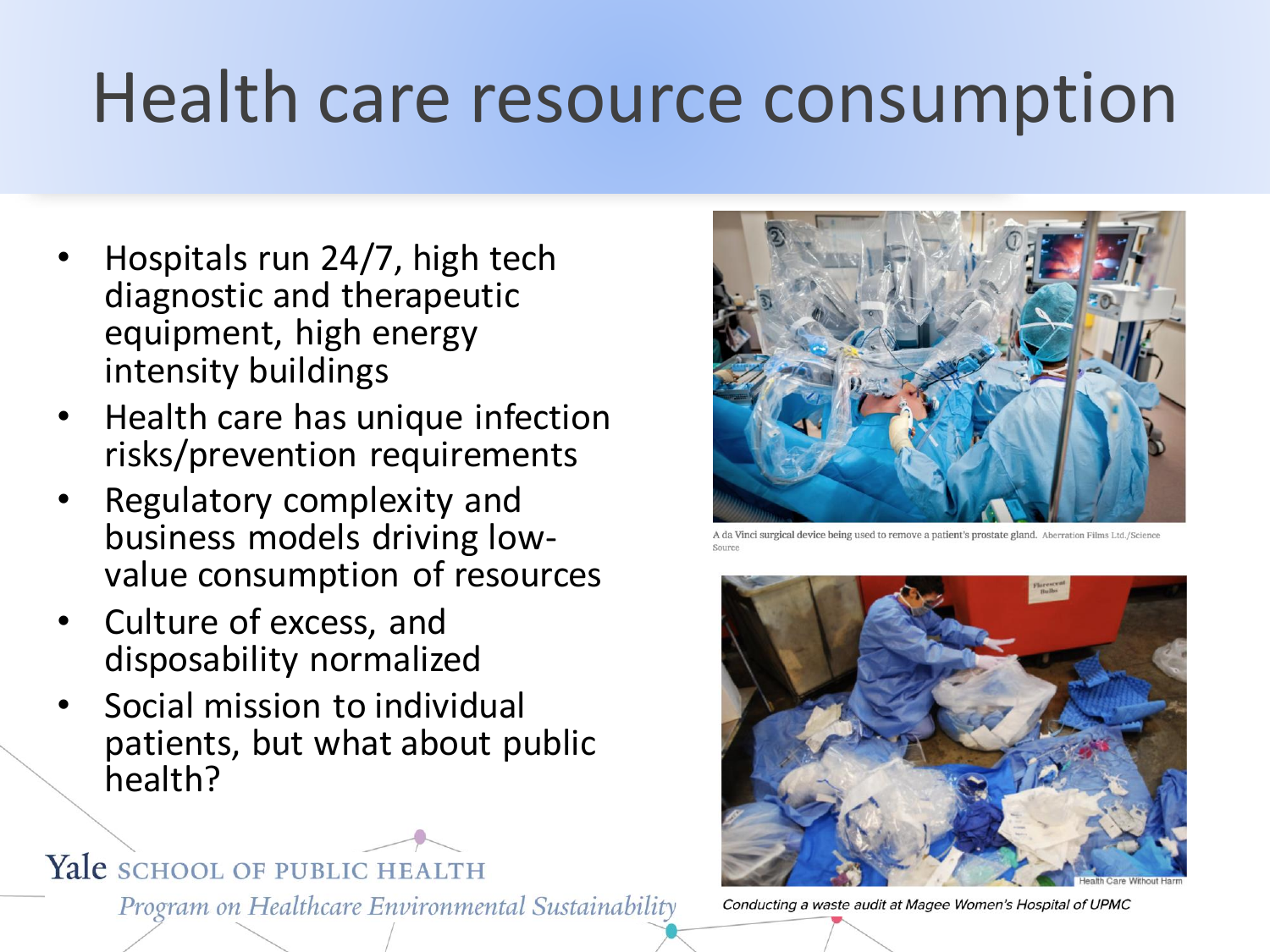# Health care resource consumption

- Hospitals run 24/7, high tech diagnostic and therapeutic equipment, high energy intensity buildings
- Health care has unique infection risks/prevention requirements
- Regulatory complexity and business models driving low-value consumption of resources
- Culture of excess, and disposability normalized
- Social mission to individual patients, but what about public health?

A da Vinci surgical device being used to remove a patient's prostate gland. Aberration Films Ltd./Science Source

Health Care Without Harm

*Conducting a waste audit at Magee Women's Hospital of UPMC*

Yale SCHOOL OF PUBLIC HEALTH

*Program on Healthcare Environmental Sustainability*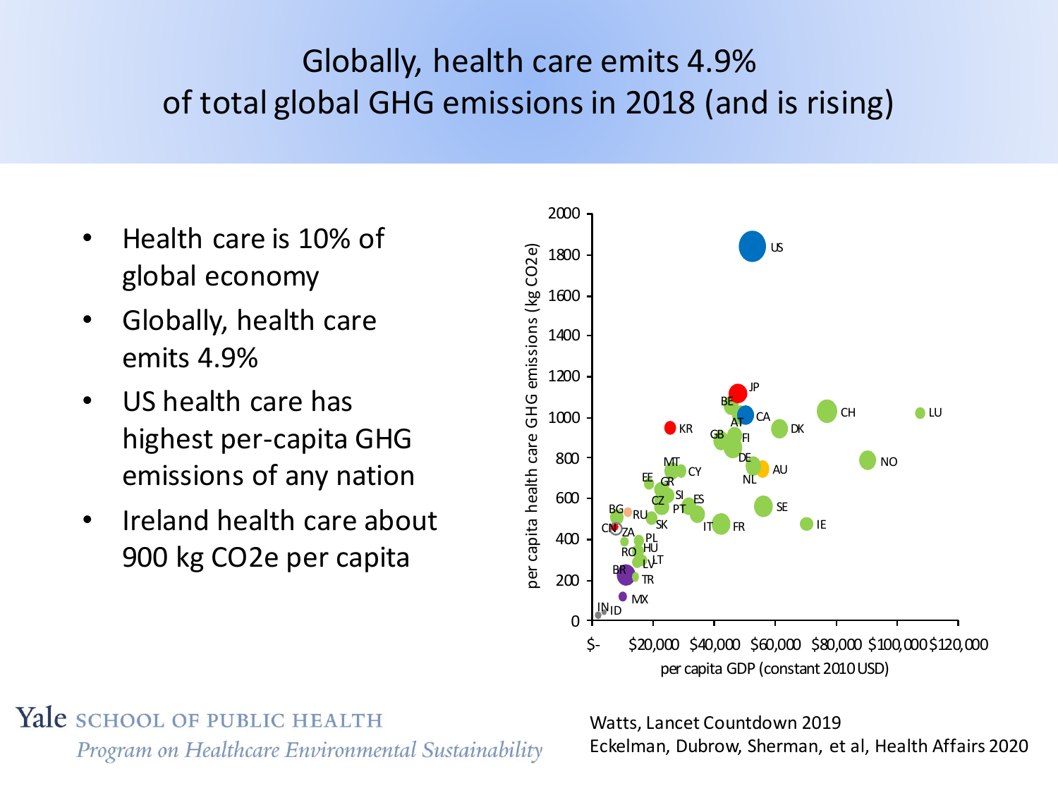# Globally, health care emits 4.9% of total global GHG emissions in 2018 (and is rising)

- Health care is 10% of global economy
- Globally, health care emits 4.9%
- US health care has highest per-capita GHG emissions of any nation
- Ireland health care about 900 kg $CO_2e$ per capita

Watts, Lancet Countdown 2019
Eckelman, Dubrow, Sherman, et al, Health Affairs 2020

Yale SCHOOL OF PUBLIC HEALTH
*Program on Healthcare Environmental Sustainability*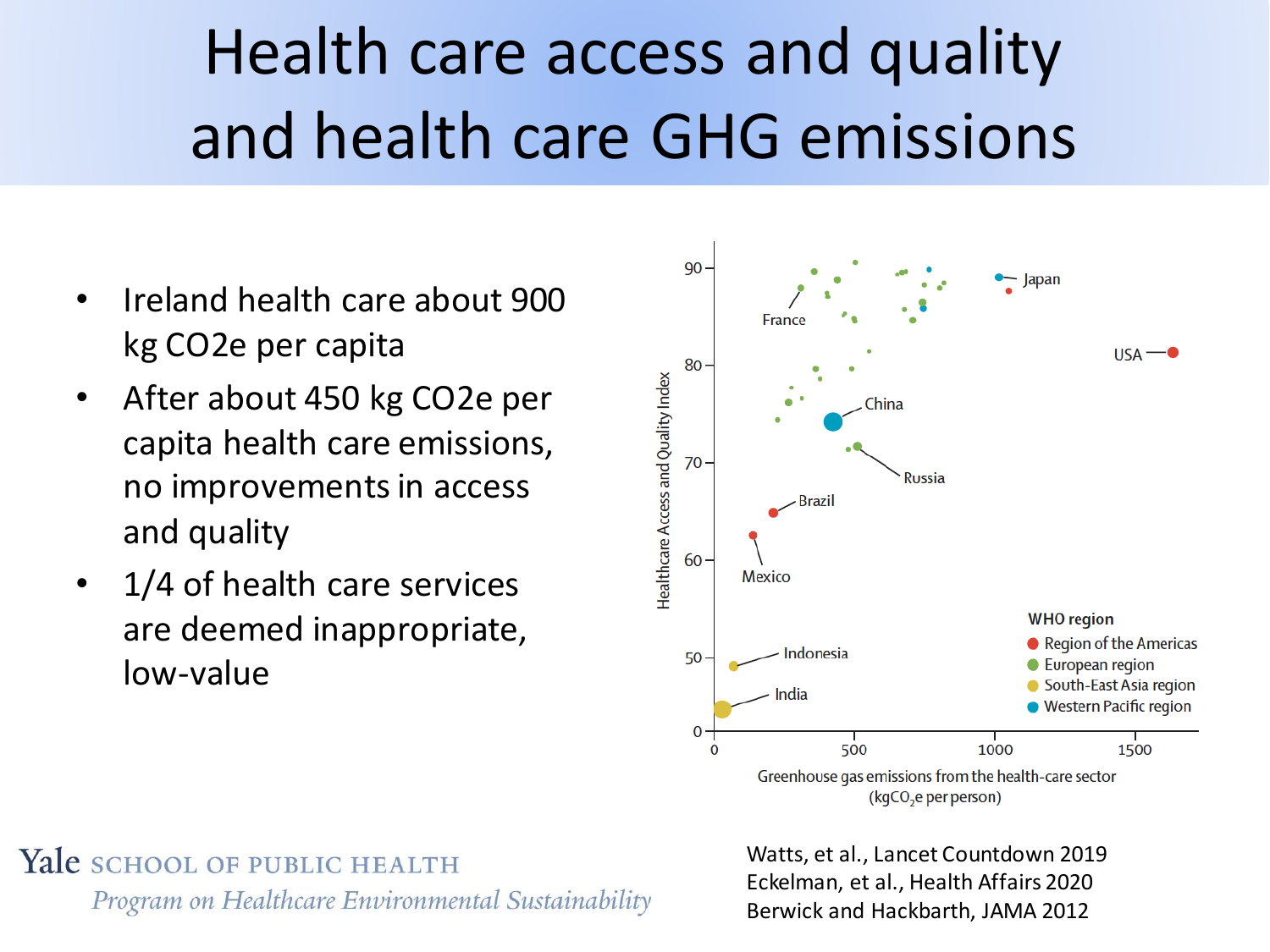# Health care access and quality and health care GHG emissions

- Ireland health care about 900 kg CO2e per capita
- After about 450 kg CO2e per capita health care emissions, no improvements in access and quality
- 1/4 of health care services are deemed inappropriate, low-value

Healthcare Access and Quality Index vs. Greenhouse gas emissions from the health-care sector ($kgCO_2e$ per person)

WHO region: Region of the Americas; European region; South-East Asia region; Western Pacific region

Labelled countries: France, Japan, USA, China, Russia, Brazil, Mexico, Indonesia, India

Yale SCHOOL OF PUBLIC HEALTH

*Program on Healthcare Environmental Sustainability*

Watts, et al., Lancet Countdown 2019
Eckelman, et al., Health Affairs 2020
Berwick and Hackbarth, JAMA 2012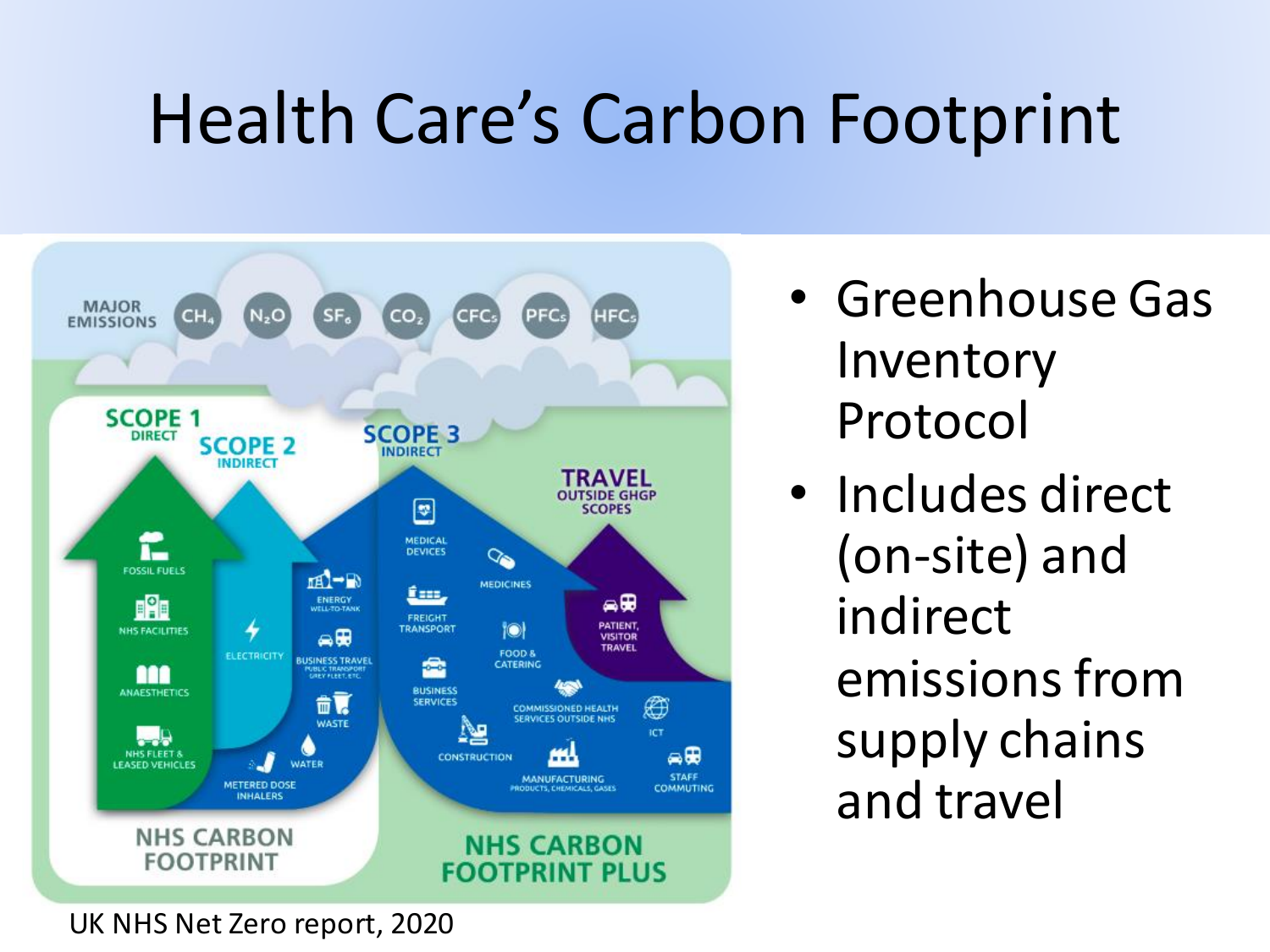# Health Care's Carbon Footprint

- Greenhouse Gas Inventory Protocol
- Includes direct (on-site) and indirect emissions from supply chains and travel

UK NHS Net Zero report, 2020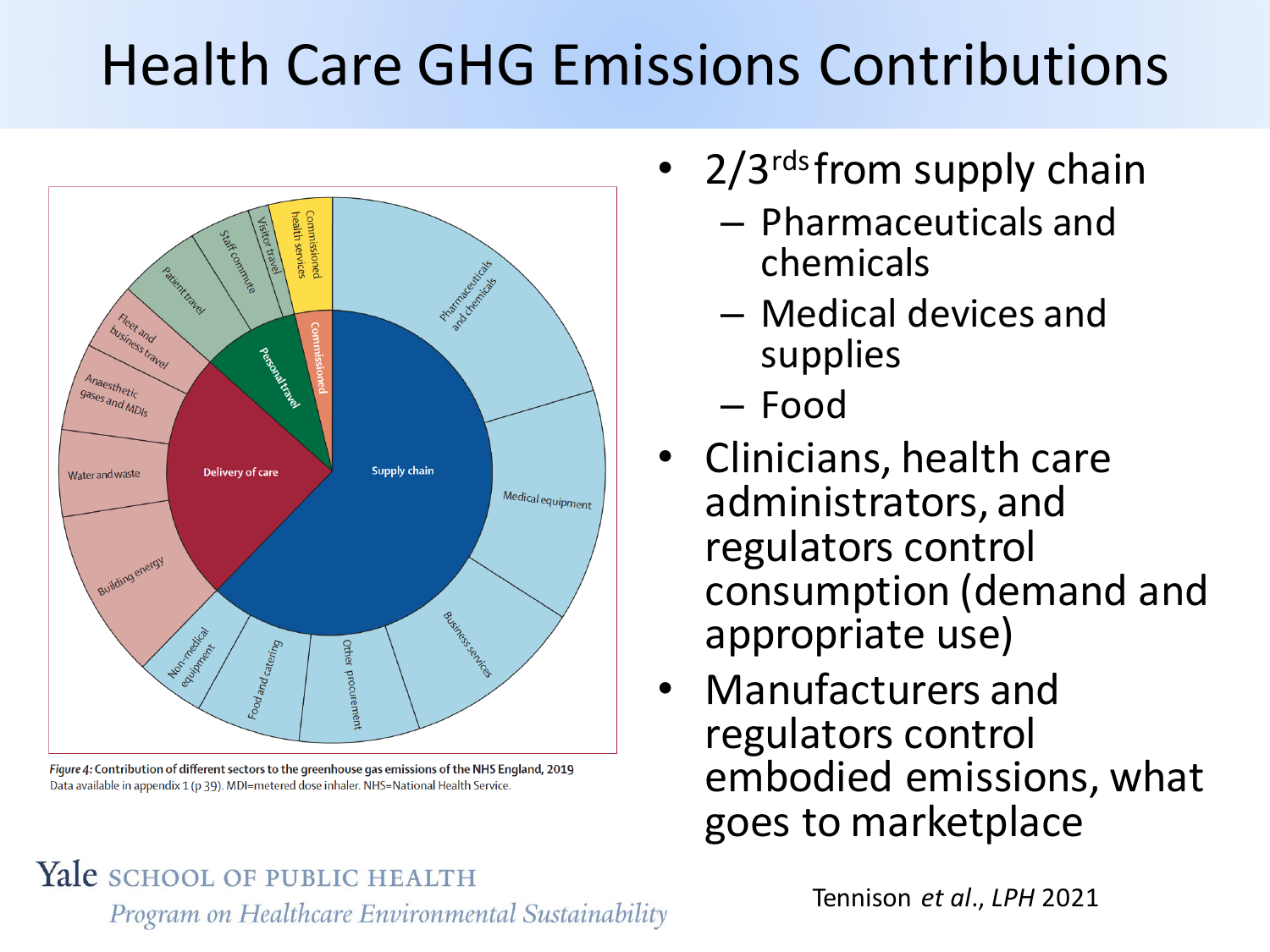# Health Care GHG Emissions Contributions

*Figure 4:* Contribution of different sectors to the greenhouse gas emissions of the NHS England, 2019
Data available in appendix 1 (p 39). MDI=metered dose inhaler. NHS=National Health Service.

- 2/3rds from supply chain
  - Pharmaceuticals and chemicals
  - Medical devices and supplies
  - Food
- Clinicians, health care administrators, and regulators control consumption (demand and appropriate use)
- Manufacturers and regulators control embodied emissions, what goes to marketplace

Tennison *et al*., *LPH* 2021

Yale SCHOOL OF PUBLIC HEALTH
*Program on Healthcare Environmental Sustainability*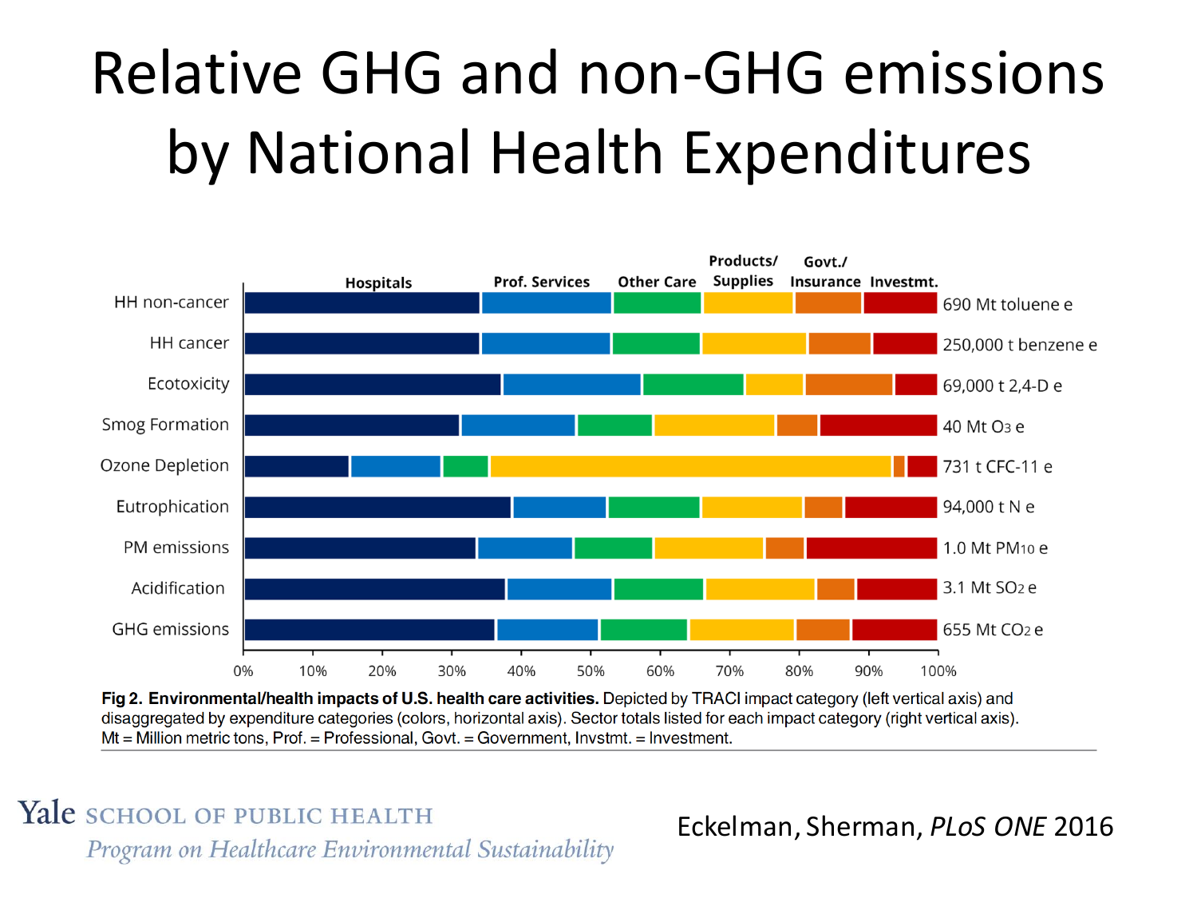# Relative GHG and non-GHG emissions by National Health Expenditures

| Impact category | Sector total |
| --- | --- |
| HH non-cancer | 690 Mt toluene e |
| HH cancer | 250,000 t benzene e |
| Ecotoxicity | 69,000 t 2,4-D e |
| Smog Formation | 40 Mt $O_3$ e |
| Ozone Depletion | 731 t CFC-11 e |
| Eutrophication | 94,000 t N e |
| PM emissions | 1.0 Mt $PM_{10}$ e |
| Acidification | 3.1 Mt $SO_2$ e |
| GHG emissions | 655 Mt $CO_2$ e |

Expenditure categories: Hospitals, Prof. Services, Other Care, Products/ Supplies, Govt./ Insurance, Investmt.

Axis: 0%, 10%, 20%, 30%, 40%, 50%, 60%, 70%, 80%, 90%, 100%

**Fig 2. Environmental/health impacts of U.S. health care activities.** Depicted by TRACI impact category (left vertical axis) and disaggregated by expenditure categories (colors, horizontal axis). Sector totals listed for each impact category (right vertical axis). Mt = Million metric tons, Prof. = Professional, Govt. = Government, Invstmt. = Investment.

Eckelman, Sherman, *PLoS ONE* 2016

Yale SCHOOL OF PUBLIC HEALTH
*Program on Healthcare Environmental Sustainability*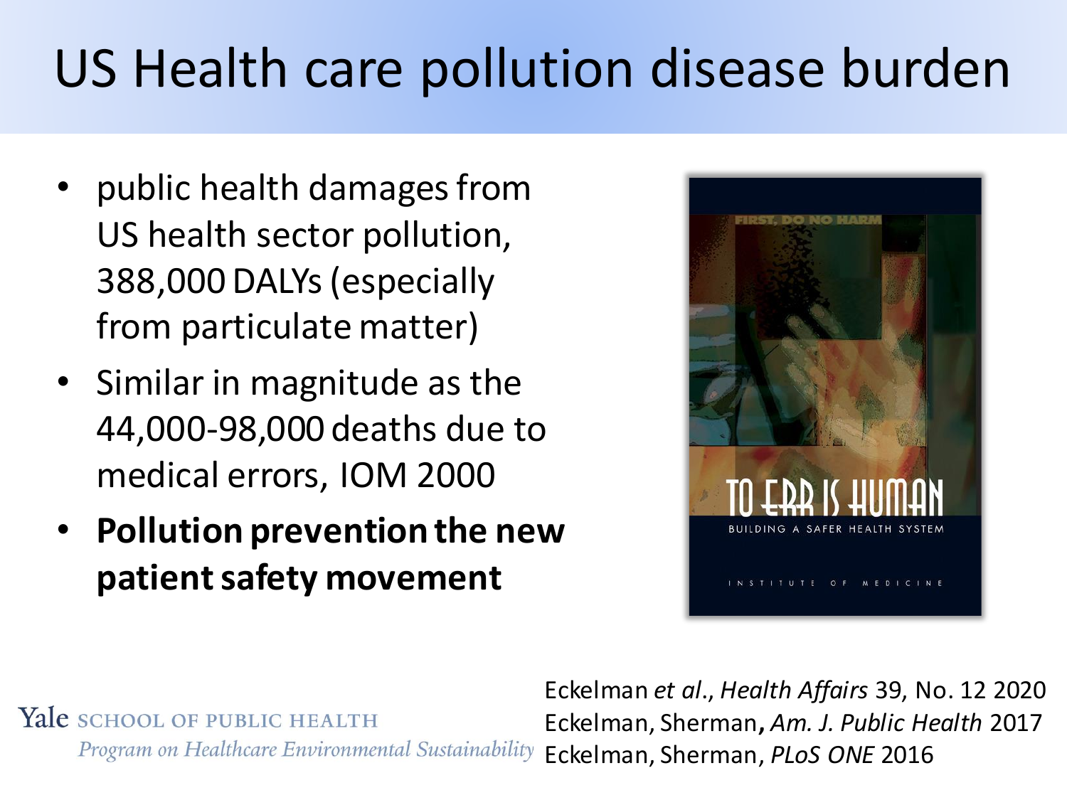# US Health care pollution disease burden

- public health damages from US health sector pollution, 388,000 DALYs (especially from particulate matter)
- Similar in magnitude as the 44,000-98,000 deaths due to medical errors, IOM 2000
- **Pollution prevention the new patient safety movement**

FIRST, DO NO HARM

TO ERR IS HUMAN

BUILDING A SAFER HEALTH SYSTEM

INSTITUTE OF MEDICINE

Yale SCHOOL OF PUBLIC HEALTH

*Program on Healthcare Environmental Sustainability*

Eckelman *et al*., *Health Affairs* 39, No. 12 2020
Eckelman, Sherman**,** *Am. J. Public Health* 2017
Eckelman, Sherman, *PLoS ONE* 2016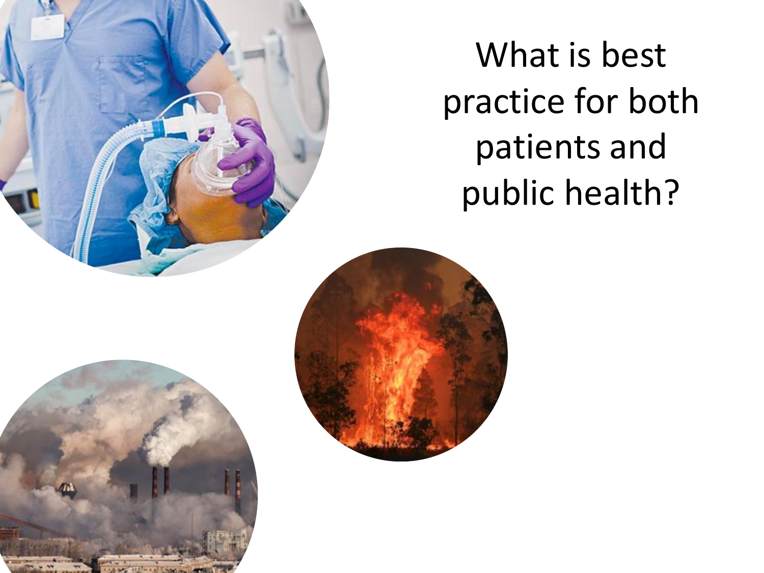What is best practice for both patients and public health?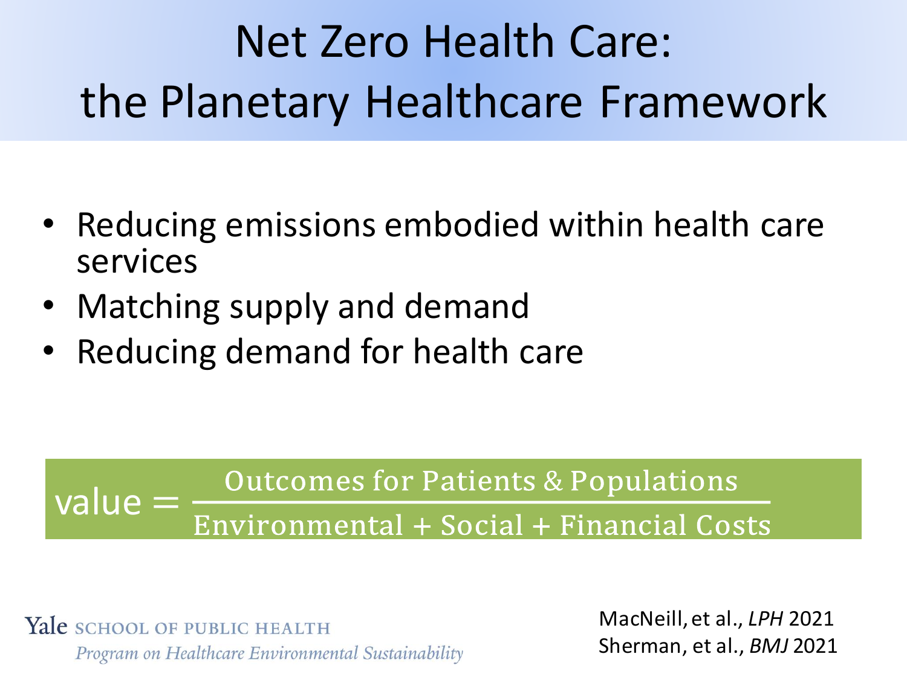# Net Zero Health Care: the Planetary Healthcare Framework

- Reducing emissions embodied within health care services
- Matching supply and demand
- Reducing demand for health care

$$\text{value} = \frac{\text{Outcomes for Patients \& Populations}}{\text{Environmental + Social + Financial Costs}}$$

Yale SCHOOL OF PUBLIC HEALTH
*Program on Healthcare Environmental Sustainability*

MacNeill, et al., *LPH* 2021
Sherman, et al., *BMJ* 2021